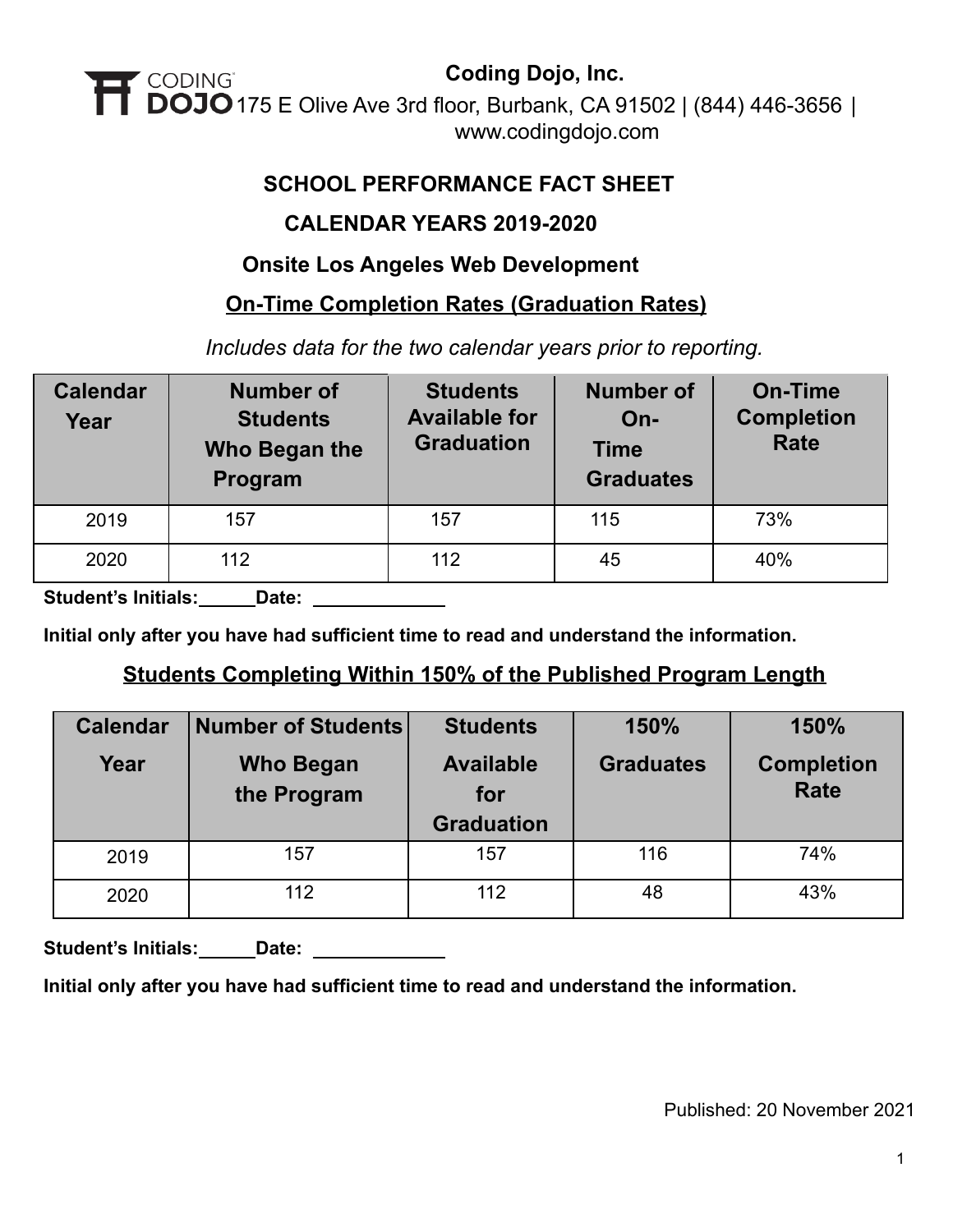**Coding Dojo, Inc.**
175 E Olive Ave 3rd floor, Burbank, CA 91502 | (844) 446-3656 | www.codingdojo.com

## SCHOOL PERFORMANCE FACT SHEET

## CALENDAR YEARS 2019-2020

## Onsite Los Angeles Web Development

### On-Time Completion Rates (Graduation Rates)

*Includes data for the two calendar years prior to reporting.*

| Calendar Year | Number of Students Who Began the Program | Students Available for Graduation | Number of On-Time Graduates | On-Time Completion Rate |
|---|---|---|---|---|
| 2019 | 157 | 157 | 115 | 73% |
| 2020 | 112 | 112 | 45 | 40% |

**Student's Initials:\_\_\_\_\_\_ Date: \_\_\_\_\_\_\_\_\_\_\_\_\_\_**

**Initial only after you have had sufficient time to read and understand the information.**

### Students Completing Within 150% of the Published Program Length

| Calendar Year | Number of Students Who Began the Program | Students Available for Graduation | 150% Graduates | 150% Completion Rate |
|---|---|---|---|---|
| 2019 | 157 | 157 | 116 | 74% |
| 2020 | 112 | 112 | 48 | 43% |

**Student's Initials:\_\_\_\_\_\_ Date: \_\_\_\_\_\_\_\_\_\_\_\_\_\_**

**Initial only after you have had sufficient time to read and understand the information.**

Published: 20 November 2021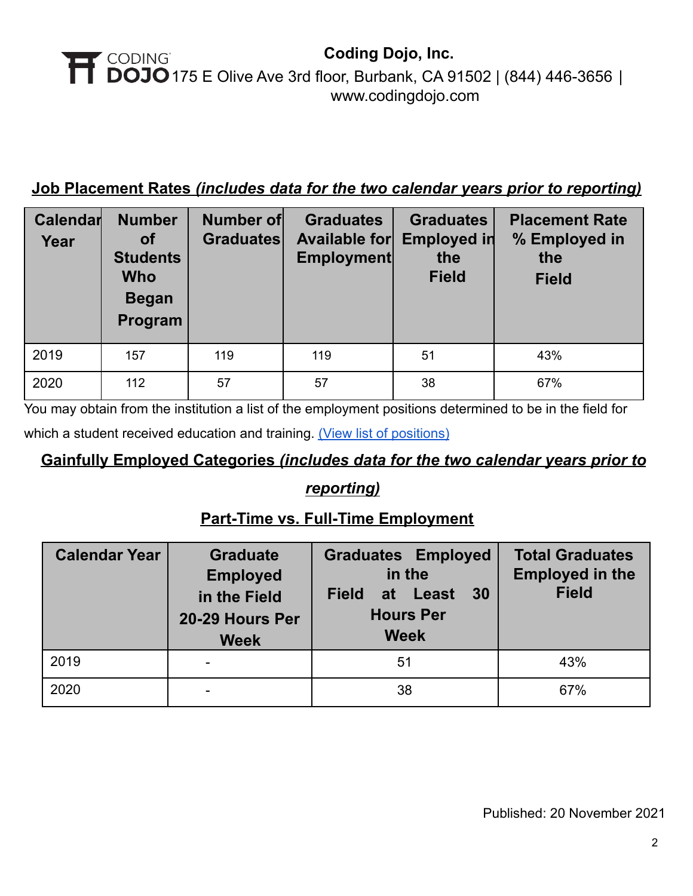**Coding Dojo, Inc.**
175 E Olive Ave 3rd floor, Burbank, CA 91502 | (844) 446-3656 | www.codingdojo.com

## Job Placement Rates *(includes data for the two calendar years prior to reporting)*

| Calendar Year | Number of Students Who Began Program | Number of Graduates | Graduates Available for Employment | Graduates Employed in the Field | Placement Rate % Employed in the Field |
|---|---|---|---|---|---|
| 2019 | 157 | 119 | 119 | 51 | 43% |
| 2020 | 112 | 57 | 57 | 38 | 67% |

You may obtain from the institution a list of the employment positions determined to be in the field for which a student received education and training. [(View list of positions)]

## Gainfully Employed Categories *(includes data for the two calendar years prior to reporting)*

### Part-Time vs. Full-Time Employment

| Calendar Year | Graduate Employed in the Field 20-29 Hours Per Week | Graduates Employed in the Field at Least 30 Hours Per Week | Total Graduates Employed in the Field |
|---|---|---|---|
| 2019 | - | 51 | 43% |
| 2020 | - | 38 | 67% |

Published: 20 November 2021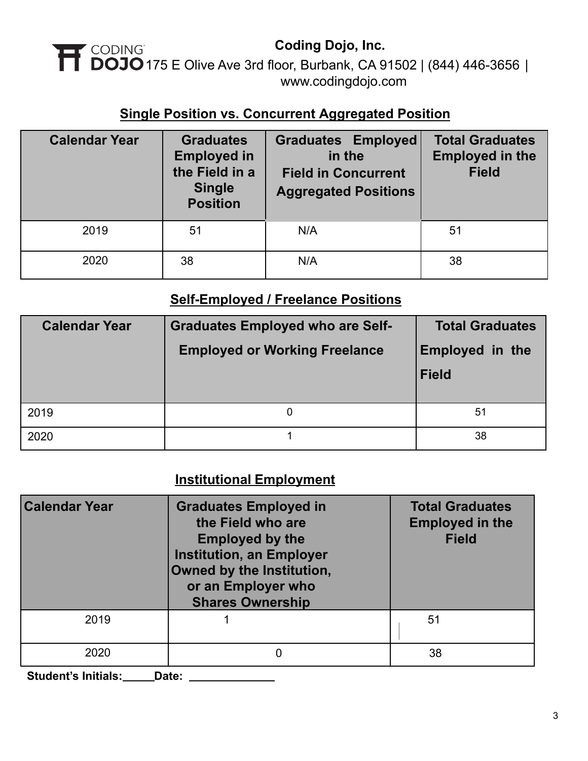**Coding Dojo, Inc.**
175 E Olive Ave 3rd floor, Burbank, CA 91502 | (844) 446-3656 | www.codingdojo.com

## Single Position vs. Concurrent Aggregated Position

| Calendar Year | Graduates Employed in the Field in a Single Position | Graduates Employed in the Field in Concurrent Aggregated Positions | Total Graduates Employed in the Field |
|---|---|---|---|
| 2019 | 51 | N/A | 51 |
| 2020 | 38 | N/A | 38 |

## Self-Employed / Freelance Positions

| Calendar Year | Graduates Employed who are Self-Employed or Working Freelance | Total Graduates Employed in the Field |
|---|---|---|
| 2019 | 0 | 51 |
| 2020 | 1 | 38 |

## Institutional Employment

| Calendar Year | Graduates Employed in the Field who are Employed by the Institution, an Employer Owned by the Institution, or an Employer who Shares Ownership | Total Graduates Employed in the Field |
|---|---|---|
| 2019 | 1 | 51 |
| 2020 | 0 | 38 |

**Student's Initials:\_\_\_\_\_Date: \_\_\_\_\_\_\_\_\_\_\_\_\_\_**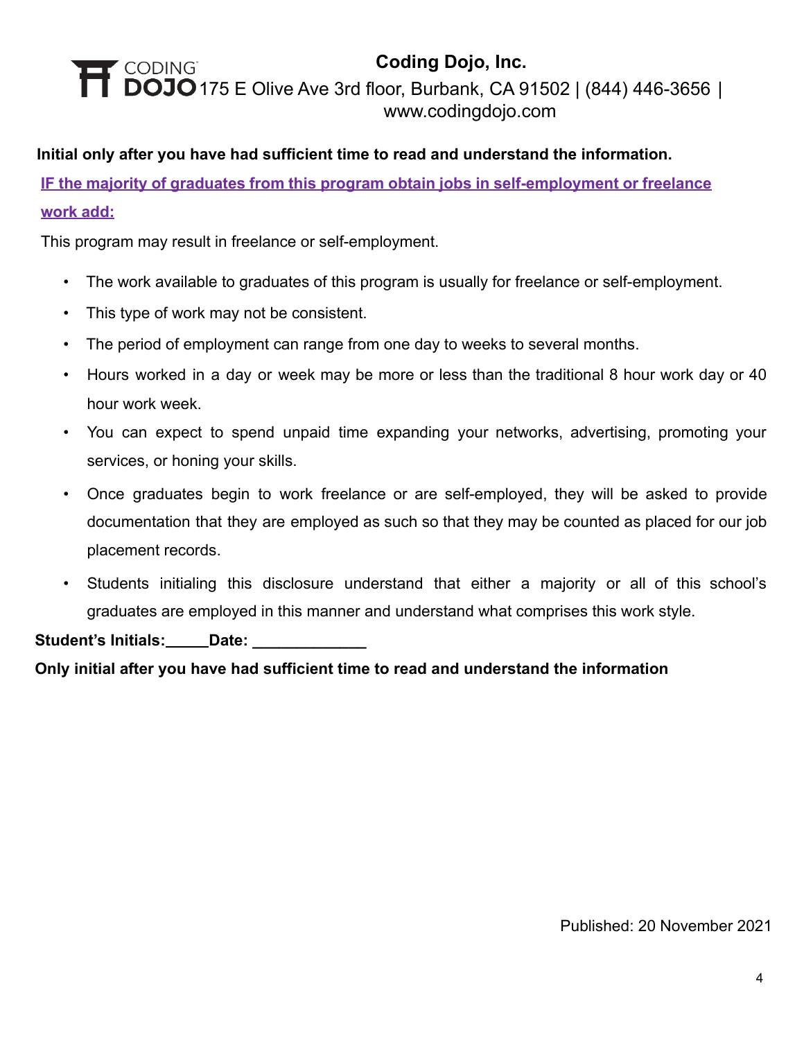**Coding Dojo, Inc.**
175 E Olive Ave 3rd floor, Burbank, CA 91502 | (844) 446-3656 | www.codingdojo.com

**Initial only after you have had sufficient time to read and understand the information.**

**IF the majority of graduates from this program obtain jobs in self-employment or freelance work add:**

This program may result in freelance or self-employment.

- The work available to graduates of this program is usually for freelance or self-employment.
- This type of work may not be consistent.
- The period of employment can range from one day to weeks to several months.
- Hours worked in a day or week may be more or less than the traditional 8 hour work day or 40 hour work week.
- You can expect to spend unpaid time expanding your networks, advertising, promoting your services, or honing your skills.
- Once graduates begin to work freelance or are self-employed, they will be asked to provide documentation that they are employed as such so that they may be counted as placed for our job placement records.
- Students initialing this disclosure understand that either a majority or all of this school's graduates are employed in this manner and understand what comprises this work style.

**Student's Initials:_____Date: _____________**

**Only initial after you have had sufficient time to read and understand the information**

Published: 20 November 2021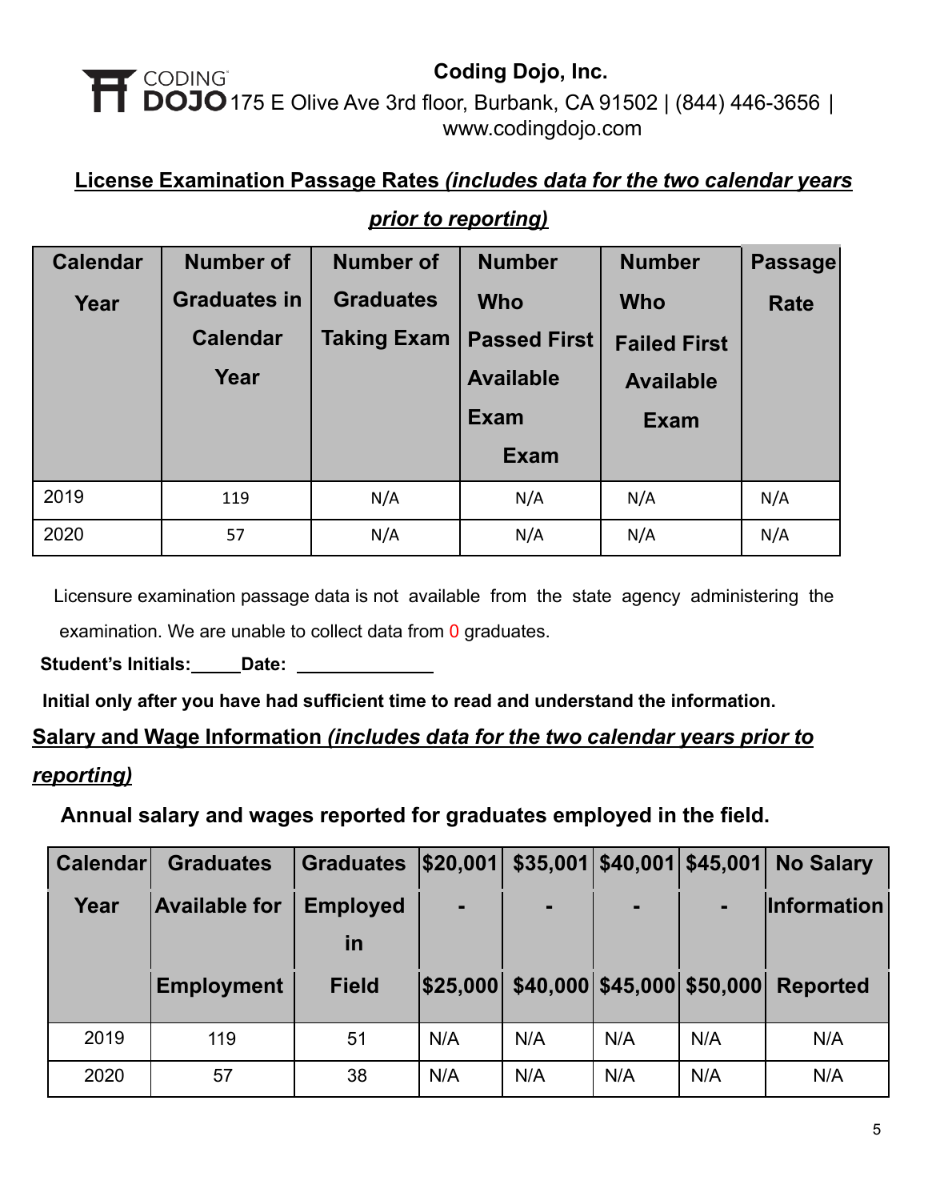**Coding Dojo, Inc.**
175 E Olive Ave 3rd floor, Burbank, CA 91502 | (844) 446-3656 | www.codingdojo.com

## License Examination Passage Rates *(includes data for the two calendar years prior to reporting)*

| Calendar Year | Number of Graduates in Calendar Year | Number of Graduates Taking Exam | Number Who Passed First Available Exam Exam | Number Who Failed First Available Exam | Passage Rate |
|---|---|---|---|---|---|
| 2019 | 119 | N/A | N/A | N/A | N/A |
| 2020 | 57 | N/A | N/A | N/A | N/A |

Licensure examination passage data is not available from the state agency administering the examination. We are unable to collect data from 0 graduates.

**Student's Initials:_____ Date: ______________**

**Initial only after you have had sufficient time to read and understand the information.**

## Salary and Wage Information *(includes data for the two calendar years prior to reporting)*

**Annual salary and wages reported for graduates employed in the field.**

| Calendar Year | Graduates Available for Employment | Graduates Employed in Field | $20,001 - $25,000 | $35,001 - $40,000 | $40,001 - $45,000 | $45,001 - $50,000 | No Salary Information Reported |
|---|---|---|---|---|---|---|---|
| 2019 | 119 | 51 | N/A | N/A | N/A | N/A | N/A |
| 2020 | 57 | 38 | N/A | N/A | N/A | N/A | N/A |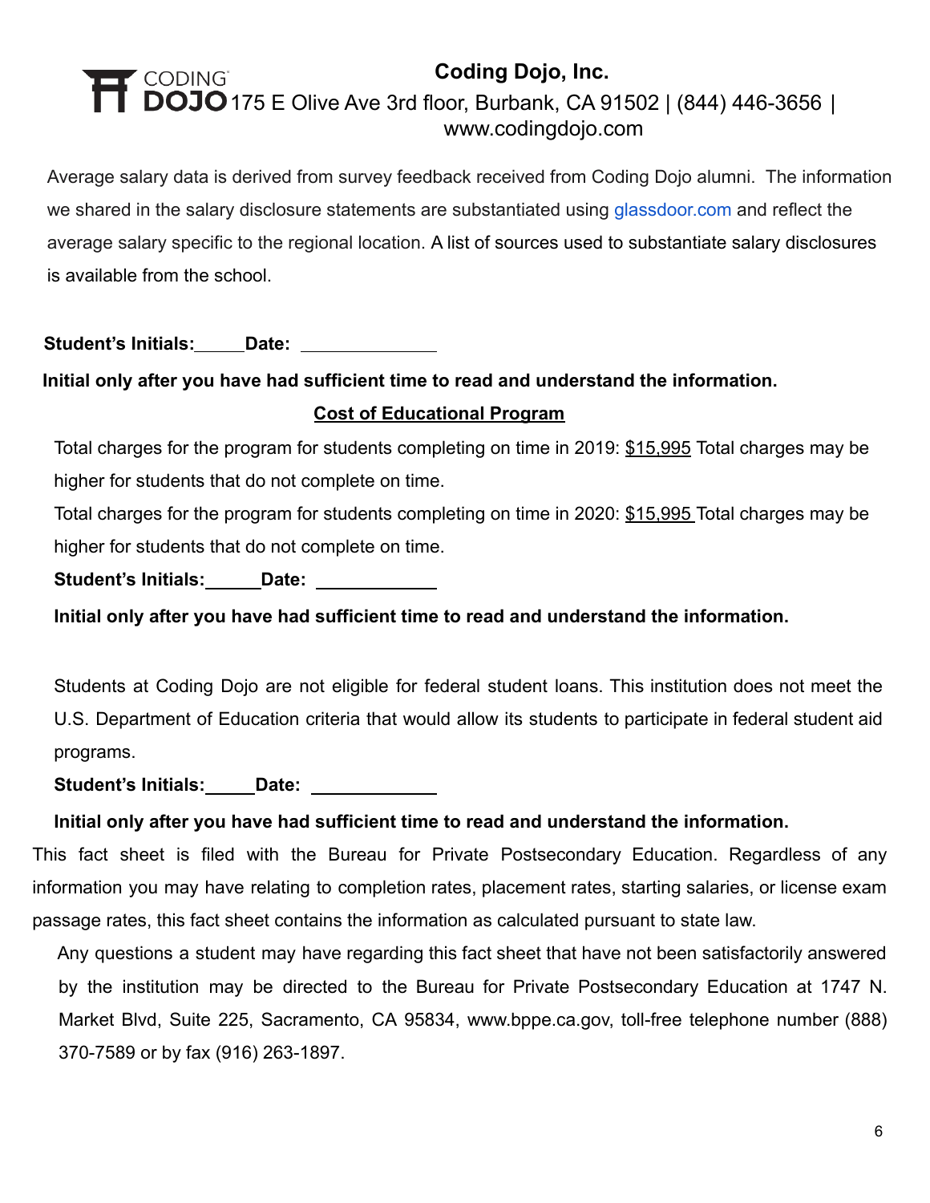**Coding Dojo, Inc.**
175 E Olive Ave 3rd floor, Burbank, CA 91502 | (844) 446-3656 | www.codingdojo.com

Average salary data is derived from survey feedback received from Coding Dojo alumni. The information we shared in the salary disclosure statements are substantiated using glassdoor.com and reflect the average salary specific to the regional location. A list of sources used to substantiate salary disclosures is available from the school.

**Student's Initials:\_\_\_\_\_ Date: \_\_\_\_\_\_\_\_\_\_\_\_\_\_**

**Initial only after you have had sufficient time to read and understand the information.**

**Cost of Educational Program**

Total charges for the program for students completing on time in 2019: $15,995 Total charges may be higher for students that do not complete on time.

Total charges for the program for students completing on time in 2020: $15,995 Total charges may be higher for students that do not complete on time.

**Student's Initials:\_\_\_\_\_\_ Date: \_\_\_\_\_\_\_\_\_\_\_\_\_**

**Initial only after you have had sufficient time to read and understand the information.**

Students at Coding Dojo are not eligible for federal student loans. This institution does not meet the U.S. Department of Education criteria that would allow its students to participate in federal student aid programs.

**Student's Initials:\_\_\_\_\_ Date: \_\_\_\_\_\_\_\_\_\_\_\_\_**

**Initial only after you have had sufficient time to read and understand the information.**

This fact sheet is filed with the Bureau for Private Postsecondary Education. Regardless of any information you may have relating to completion rates, placement rates, starting salaries, or license exam passage rates, this fact sheet contains the information as calculated pursuant to state law.

Any questions a student may have regarding this fact sheet that have not been satisfactorily answered by the institution may be directed to the Bureau for Private Postsecondary Education at 1747 N. Market Blvd, Suite 225, Sacramento, CA 95834, www.bppe.ca.gov, toll-free telephone number (888) 370-7589 or by fax (916) 263-1897.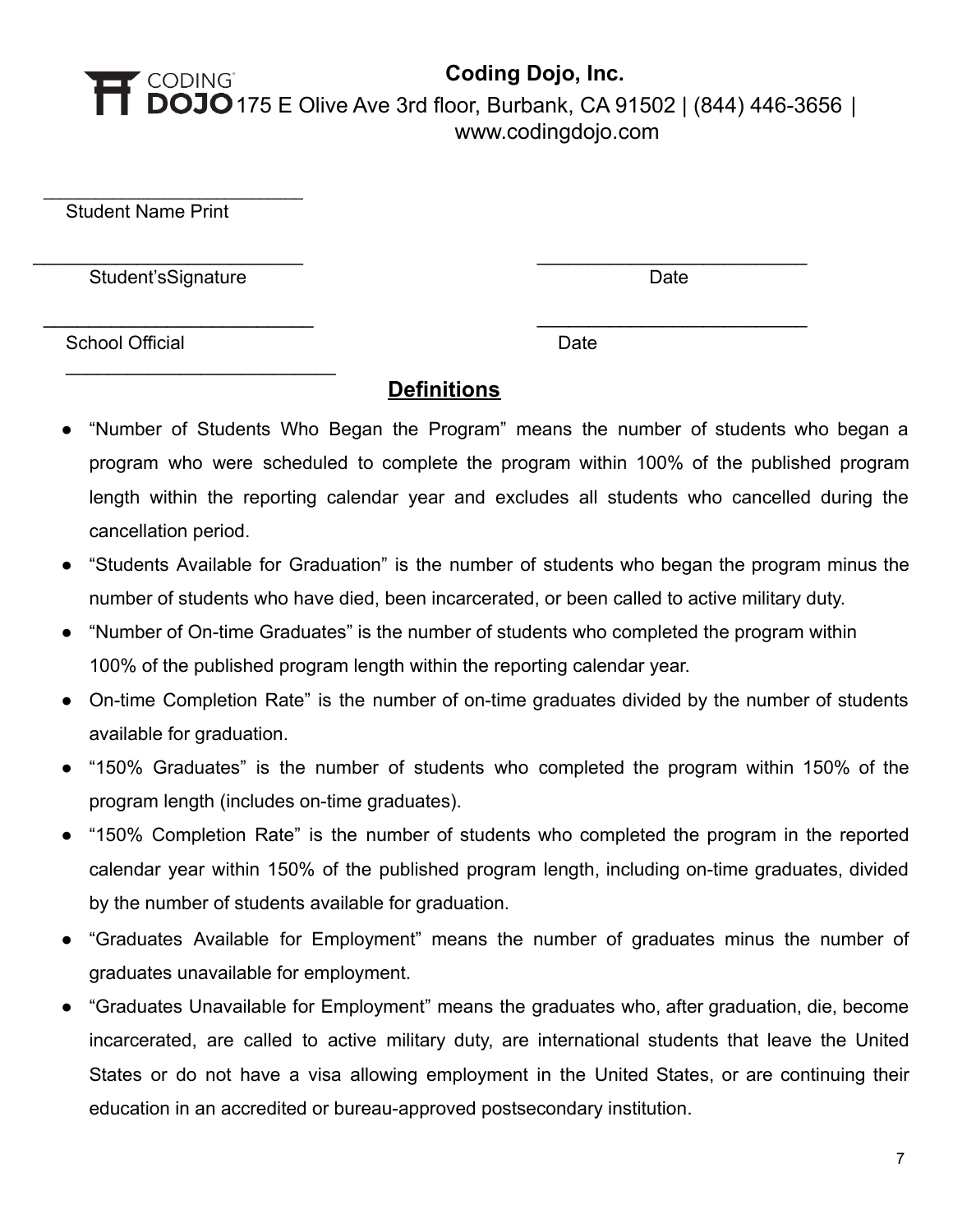**Coding Dojo, Inc.**
175 E Olive Ave 3rd floor, Burbank, CA 91502 | (844) 446-3656 | www.codingdojo.com

\_\_\_\_\_\_\_\_\_\_\_\_\_\_\_\_\_\_\_\_\_\_\_\_\_\_
Student Name Print

\_\_\_\_\_\_\_\_\_\_\_\_\_\_\_\_\_\_\_\_\_\_\_\_\_\_ \_\_\_\_\_\_\_\_\_\_\_\_\_\_\_\_\_\_\_\_\_\_\_\_\_\_
Student'sSignature Date

\_\_\_\_\_\_\_\_\_\_\_\_\_\_\_\_\_\_\_\_\_\_\_\_\_\_ \_\_\_\_\_\_\_\_\_\_\_\_\_\_\_\_\_\_\_\_\_\_\_\_\_\_
School Official Date

\_\_\_\_\_\_\_\_\_\_\_\_\_\_\_\_\_\_\_\_\_\_\_\_\_\_

## Definitions

- "Number of Students Who Began the Program" means the number of students who began a program who were scheduled to complete the program within 100% of the published program length within the reporting calendar year and excludes all students who cancelled during the cancellation period.
- "Students Available for Graduation" is the number of students who began the program minus the number of students who have died, been incarcerated, or been called to active military duty.
- "Number of On-time Graduates" is the number of students who completed the program within 100% of the published program length within the reporting calendar year.
- On-time Completion Rate" is the number of on-time graduates divided by the number of students available for graduation.
- "150% Graduates" is the number of students who completed the program within 150% of the program length (includes on-time graduates).
- "150% Completion Rate" is the number of students who completed the program in the reported calendar year within 150% of the published program length, including on-time graduates, divided by the number of students available for graduation.
- "Graduates Available for Employment" means the number of graduates minus the number of graduates unavailable for employment.
- "Graduates Unavailable for Employment" means the graduates who, after graduation, die, become incarcerated, are called to active military duty, are international students that leave the United States or do not have a visa allowing employment in the United States, or are continuing their education in an accredited or bureau-approved postsecondary institution.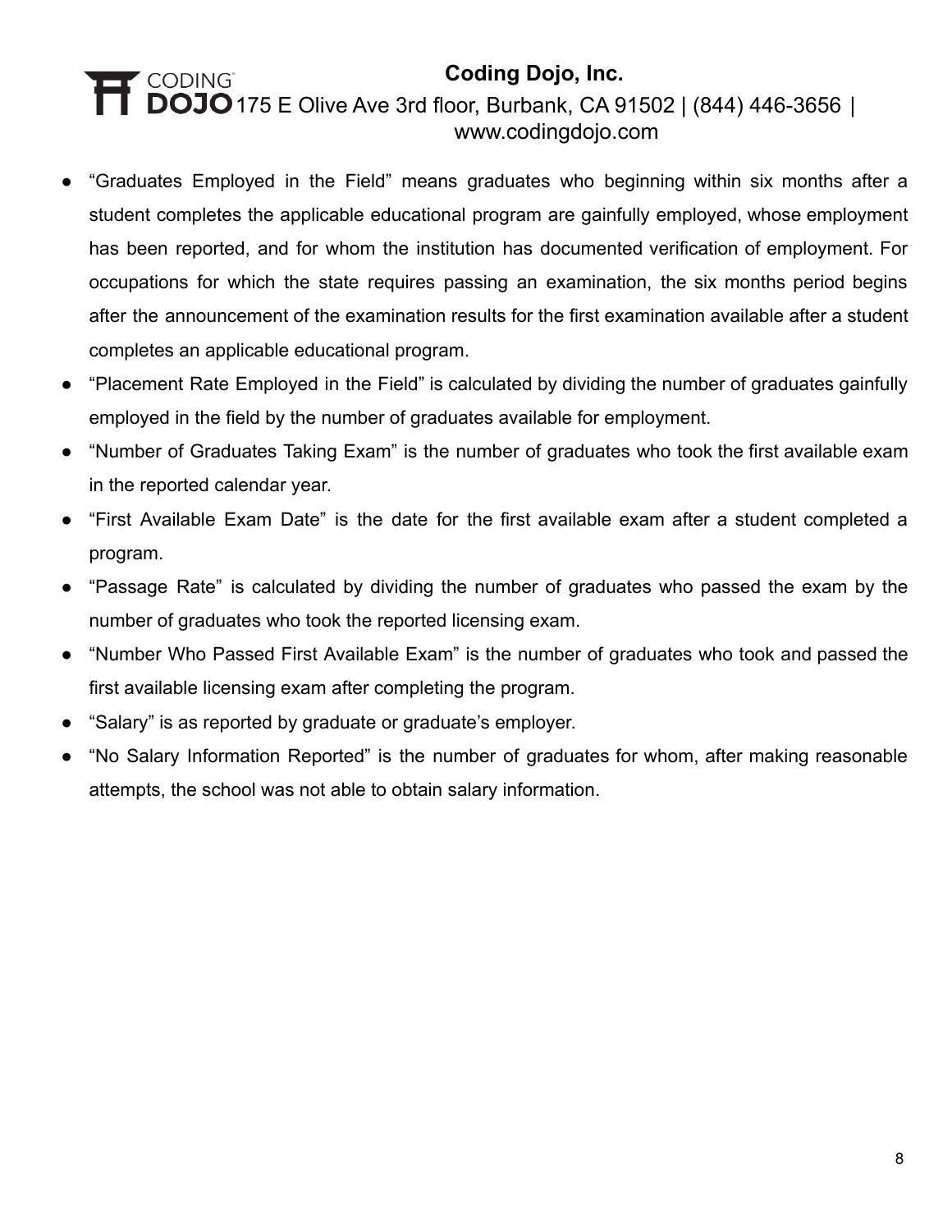- "Graduates Employed in the Field" means graduates who beginning within six months after a student completes the applicable educational program are gainfully employed, whose employment has been reported, and for whom the institution has documented verification of employment. For occupations for which the state requires passing an examination, the six months period begins after the announcement of the examination results for the first examination available after a student completes an applicable educational program.
- "Placement Rate Employed in the Field" is calculated by dividing the number of graduates gainfully employed in the field by the number of graduates available for employment.
- "Number of Graduates Taking Exam" is the number of graduates who took the first available exam in the reported calendar year.
- "First Available Exam Date" is the date for the first available exam after a student completed a program.
- "Passage Rate" is calculated by dividing the number of graduates who passed the exam by the number of graduates who took the reported licensing exam.
- "Number Who Passed First Available Exam" is the number of graduates who took and passed the first available licensing exam after completing the program.
- "Salary" is as reported by graduate or graduate's employer.
- "No Salary Information Reported" is the number of graduates for whom, after making reasonable attempts, the school was not able to obtain salary information.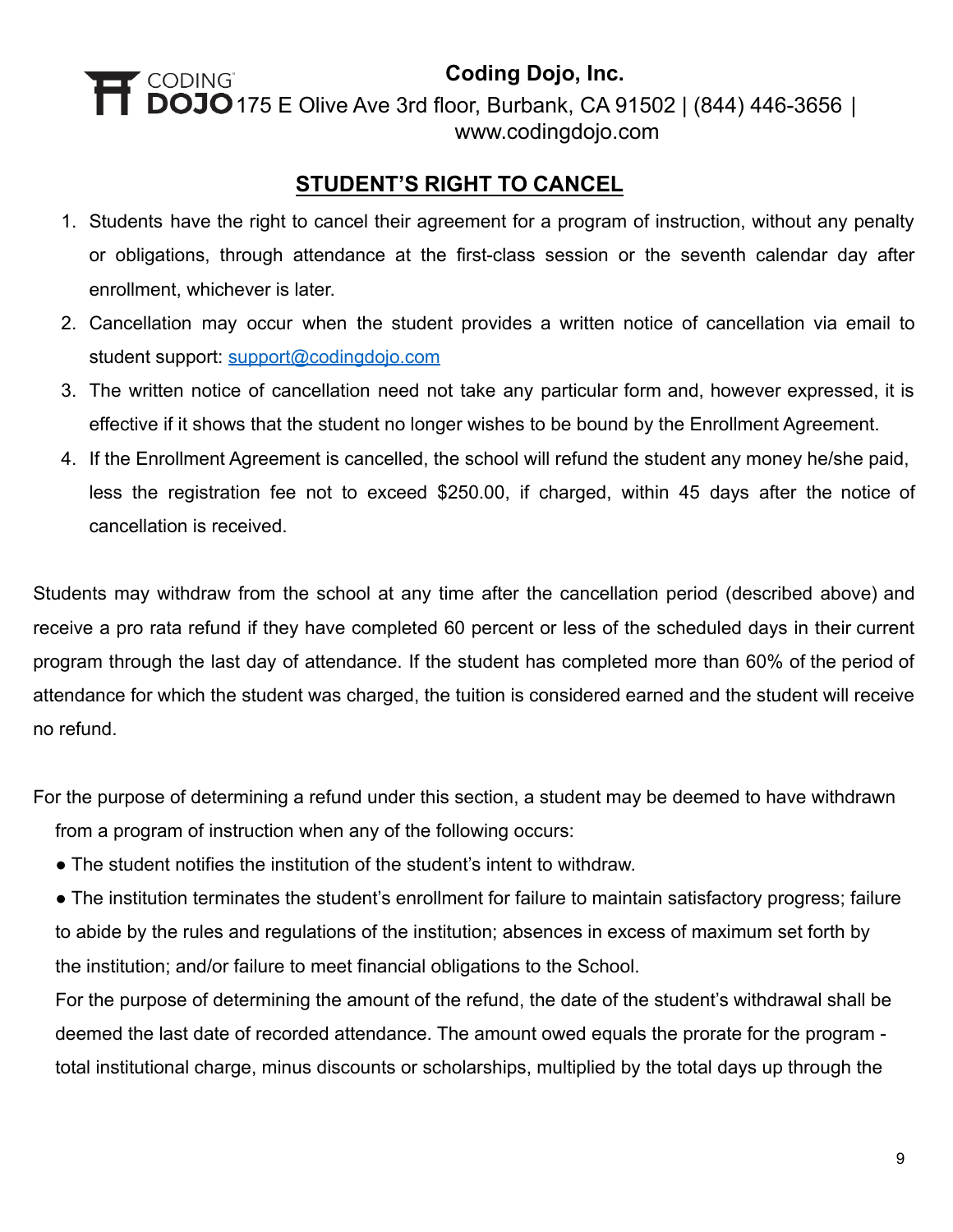**Coding Dojo, Inc.**
175 E Olive Ave 3rd floor, Burbank, CA 91502 | (844) 446-3656 | www.codingdojo.com

## STUDENT'S RIGHT TO CANCEL

1. Students have the right to cancel their agreement for a program of instruction, without any penalty or obligations, through attendance at the first-class session or the seventh calendar day after enrollment, whichever is later.
2. Cancellation may occur when the student provides a written notice of cancellation via email to student support: support@codingdojo.com
3. The written notice of cancellation need not take any particular form and, however expressed, it is effective if it shows that the student no longer wishes to be bound by the Enrollment Agreement.
4. If the Enrollment Agreement is cancelled, the school will refund the student any money he/she paid, less the registration fee not to exceed $250.00, if charged, within 45 days after the notice of cancellation is received.

Students may withdraw from the school at any time after the cancellation period (described above) and receive a pro rata refund if they have completed 60 percent or less of the scheduled days in their current program through the last day of attendance. If the student has completed more than 60% of the period of attendance for which the student was charged, the tuition is considered earned and the student will receive no refund.

For the purpose of determining a refund under this section, a student may be deemed to have withdrawn from a program of instruction when any of the following occurs:

- The student notifies the institution of the student's intent to withdraw.
- The institution terminates the student's enrollment for failure to maintain satisfactory progress; failure to abide by the rules and regulations of the institution; absences in excess of maximum set forth by the institution; and/or failure to meet financial obligations to the School.

For the purpose of determining the amount of the refund, the date of the student's withdrawal shall be deemed the last date of recorded attendance. The amount owed equals the prorate for the program - total institutional charge, minus discounts or scholarships, multiplied by the total days up through the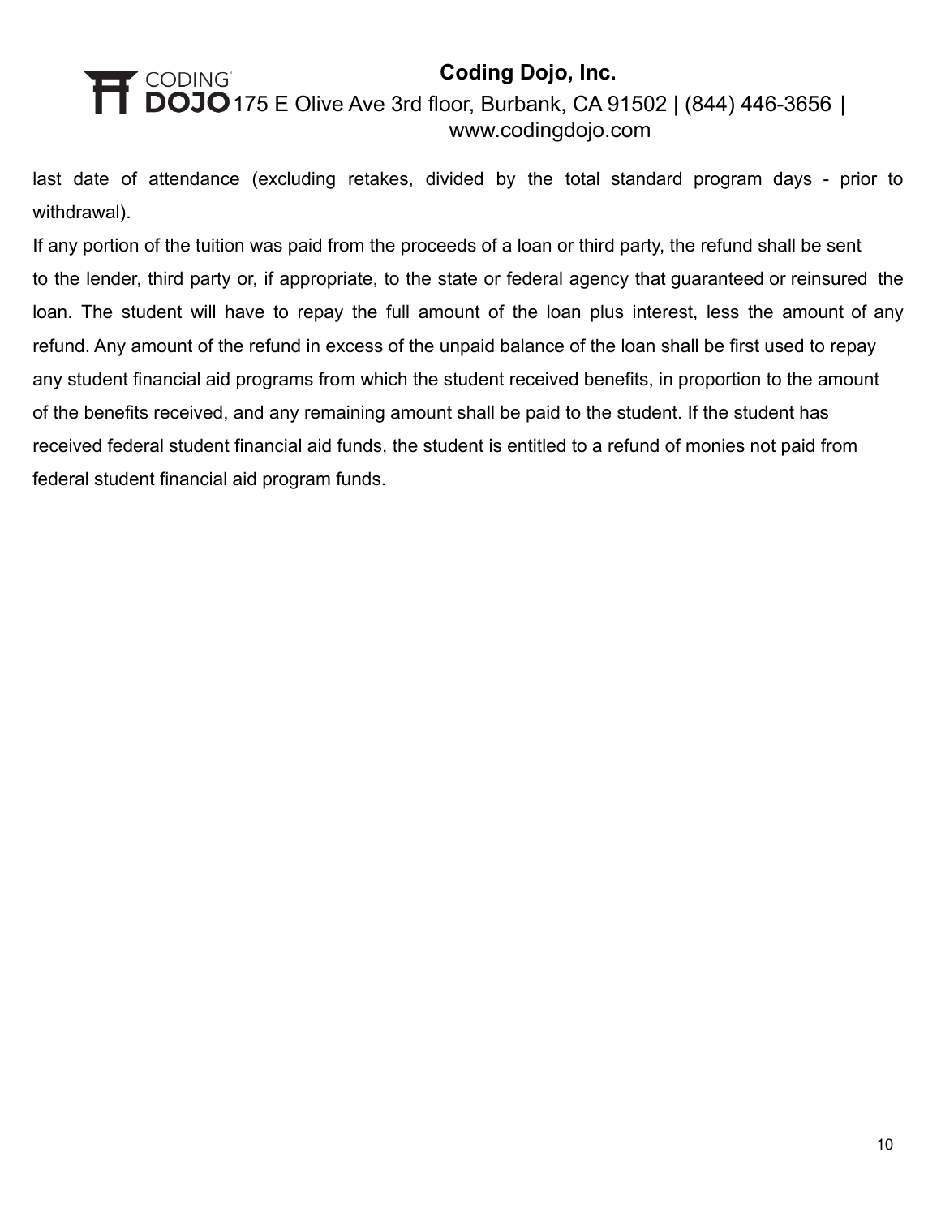last date of attendance (excluding retakes, divided by the total standard program days - prior to withdrawal).

If any portion of the tuition was paid from the proceeds of a loan or third party, the refund shall be sent to the lender, third party or, if appropriate, to the state or federal agency that guaranteed or reinsured the loan. The student will have to repay the full amount of the loan plus interest, less the amount of any refund. Any amount of the refund in excess of the unpaid balance of the loan shall be first used to repay any student financial aid programs from which the student received benefits, in proportion to the amount of the benefits received, and any remaining amount shall be paid to the student. If the student has received federal student financial aid funds, the student is entitled to a refund of monies not paid from federal student financial aid program funds.